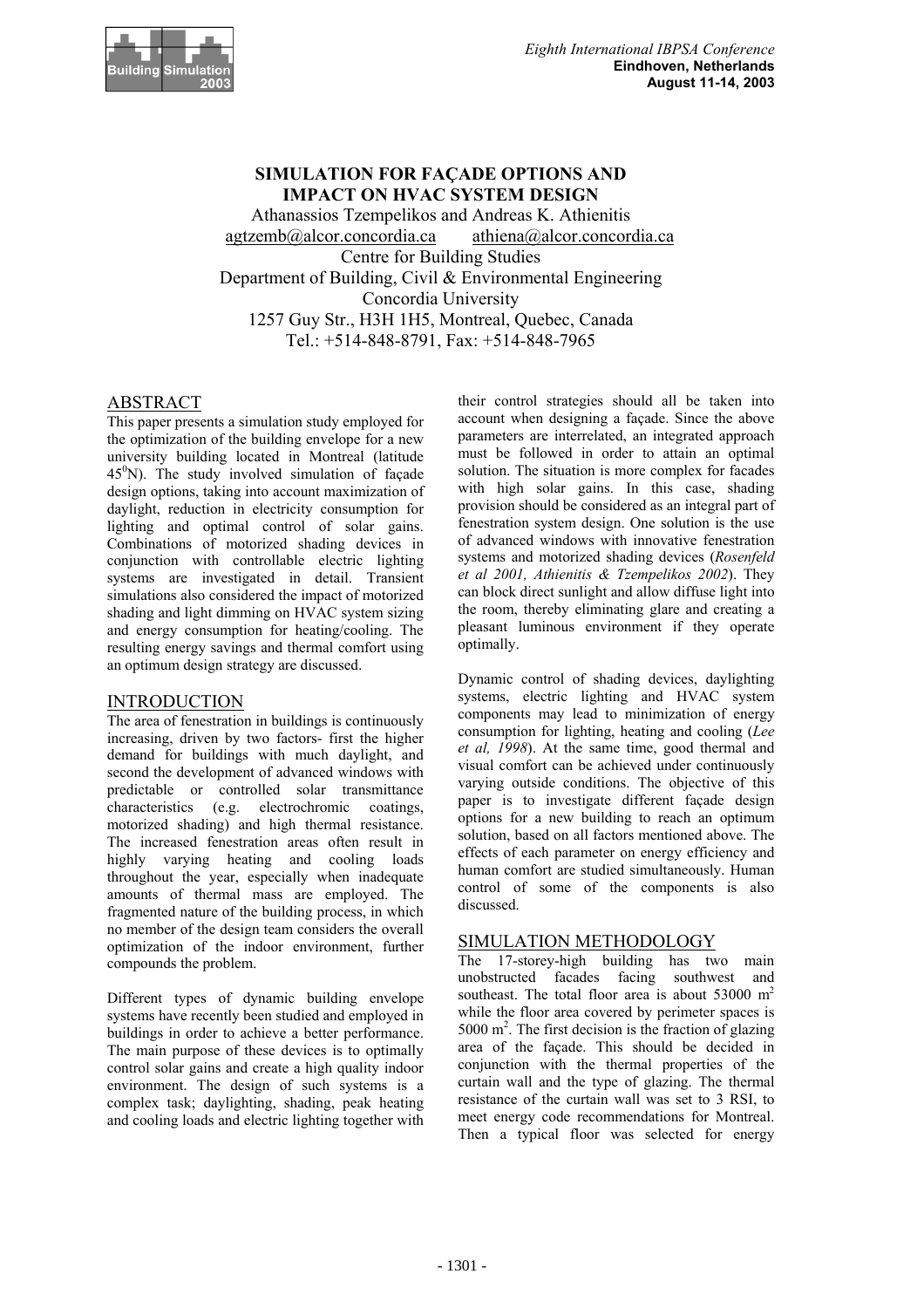# SIMULATION FOR FAÇADE OPTIONS AND IMPACT ON HVAC SYSTEM DESIGN

Athanassios Tzempelikos and Andreas K. Athienitis
agtzemb@alcor.concordia.ca athiena@alcor.concordia.ca
Centre for Building Studies
Department of Building, Civil & Environmental Engineering
Concordia University
1257 Guy Str., H3H 1H5, Montreal, Quebec, Canada
Tel.: +514-848-8791, Fax: +514-848-7965

## ABSTRACT

This paper presents a simulation study employed for the optimization of the building envelope for a new university building located in Montreal (latitude $45^0$N). The study involved simulation of façade design options, taking into account maximization of daylight, reduction in electricity consumption for lighting and optimal control of solar gains. Combinations of motorized shading devices in conjunction with controllable electric lighting systems are investigated in detail. Transient simulations also considered the impact of motorized shading and light dimming on HVAC system sizing and energy consumption for heating/cooling. The resulting energy savings and thermal comfort using an optimum design strategy are discussed.

## INTRODUCTION

The area of fenestration in buildings is continuously increasing, driven by two factors- first the higher demand for buildings with much daylight, and second the development of advanced windows with predictable or controlled solar transmittance characteristics (e.g. electrochromic coatings, motorized shading) and high thermal resistance. The increased fenestration areas often result in highly varying heating and cooling loads throughout the year, especially when inadequate amounts of thermal mass are employed. The fragmented nature of the building process, in which no member of the design team considers the overall optimization of the indoor environment, further compounds the problem.

Different types of dynamic building envelope systems have recently been studied and employed in buildings in order to achieve a better performance. The main purpose of these devices is to optimally control solar gains and create a high quality indoor environment. The design of such systems is a complex task; daylighting, shading, peak heating and cooling loads and electric lighting together with their control strategies should all be taken into account when designing a façade. Since the above parameters are interrelated, an integrated approach must be followed in order to attain an optimal solution. The situation is more complex for facades with high solar gains. In this case, shading provision should be considered as an integral part of fenestration system design. One solution is the use of advanced windows with innovative fenestration systems and motorized shading devices (*Rosenfeld et al 2001, Athienitis & Tzempelikos 2002*). They can block direct sunlight and allow diffuse light into the room, thereby eliminating glare and creating a pleasant luminous environment if they operate optimally.

Dynamic control of shading devices, daylighting systems, electric lighting and HVAC system components may lead to minimization of energy consumption for lighting, heating and cooling (*Lee et al, 1998*). At the same time, good thermal and visual comfort can be achieved under continuously varying outside conditions. The objective of this paper is to investigate different façade design options for a new building to reach an optimum solution, based on all factors mentioned above. The effects of each parameter on energy efficiency and human comfort are studied simultaneously. Human control of some of the components is also discussed.

## SIMULATION METHODOLOGY

The 17-storey-high building has two main unobstructed facades facing southwest and southeast. The total floor area is about 53000 $m^2$ while the floor area covered by perimeter spaces is 5000 $m^2$. The first decision is the fraction of glazing area of the façade. This should be decided in conjunction with the thermal properties of the curtain wall and the type of glazing. The thermal resistance of the curtain wall was set to 3 RSI, to meet energy code recommendations for Montreal. Then a typical floor was selected for energy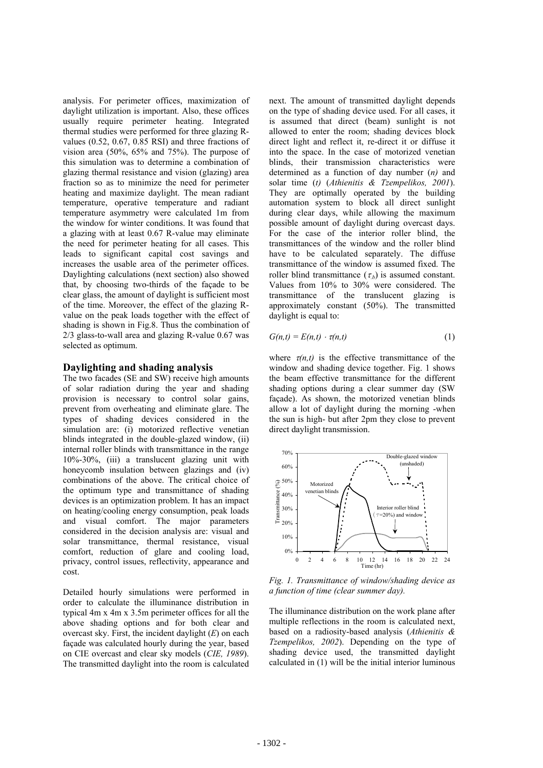analysis. For perimeter offices, maximization of daylight utilization is important. Also, these offices usually require perimeter heating. Integrated thermal studies were performed for three glazing R-values (0.52, 0.67, 0.85 RSI) and three fractions of vision area (50%, 65% and 75%). The purpose of this simulation was to determine a combination of glazing thermal resistance and vision (glazing) area fraction so as to minimize the need for perimeter heating and maximize daylight. The mean radiant temperature, operative temperature and radiant temperature asymmetry were calculated 1m from the window for winter conditions. It was found that a glazing with at least 0.67 R-value may eliminate the need for perimeter heating for all cases. This leads to significant capital cost savings and increases the usable area of the perimeter offices. Daylighting calculations (next section) also showed that, by choosing two-thirds of the façade to be clear glass, the amount of daylight is sufficient most of the time. Moreover, the effect of the glazing R-value on the peak loads together with the effect of shading is shown in Fig.8. Thus the combination of 2/3 glass-to-wall area and glazing R-value 0.67 was selected as optimum.

## Daylighting and shading analysis

The two facades (SE and SW) receive high amounts of solar radiation during the year and shading provision is necessary to control solar gains, prevent from overheating and eliminate glare. The types of shading devices considered in the simulation are: (i) motorized reflective venetian blinds integrated in the double-glazed window, (ii) internal roller blinds with transmittance in the range 10%-30%, (iii) a translucent glazing unit with honeycomb insulation between glazings and (iv) combinations of the above. The critical choice of the optimum type and transmittance of shading devices is an optimization problem. It has an impact on heating/cooling energy consumption, peak loads and visual comfort. The major parameters considered in the decision analysis are: visual and solar transmittance, thermal resistance, visual comfort, reduction of glare and cooling load, privacy, control issues, reflectivity, appearance and cost.

Detailed hourly simulations were performed in order to calculate the illuminance distribution in typical 4m x 4m x 3.5m perimeter offices for all the above shading options and for both clear and overcast sky. First, the incident daylight ($E$) on each façade was calculated hourly during the year, based on CIE overcast and clear sky models (*CIE, 1989*). The transmitted daylight into the room is calculated next. The amount of transmitted daylight depends on the type of shading device used. For all cases, it is assumed that direct (beam) sunlight is not allowed to enter the room; shading devices block direct light and reflect it, re-direct it or diffuse it into the space. In the case of motorized venetian blinds, their transmission characteristics were determined as a function of day number ($n$) and solar time ($t$) (*Athienitis & Tzempelikos, 2001*). They are optimally operated by the building automation system to block all direct sunlight during clear days, while allowing the maximum possible amount of daylight during overcast days. For the case of the interior roller blind, the transmittances of the window and the roller blind have to be calculated separately. The diffuse transmittance of the window is assumed fixed. The roller blind transmittance ($\tau_b$) is assumed constant. Values from 10% to 30% were considered. The transmittance of the translucent glazing is approximately constant (50%). The transmitted daylight is equal to:

$$G(n,t) = E(n,t) \cdot \tau(n,t) \qquad (1)$$

where $\tau(n,t)$ is the effective transmittance of the window and shading device together. Fig. 1 shows the beam effective transmittance for the different shading options during a clear summer day (SW façade). As shown, the motorized venetian blinds allow a lot of daylight during the morning -when the sun is high- but after 2pm they close to prevent direct daylight transmission.

*Fig. 1. Transmittance of window/shading device as a function of time (clear summer day).*

The illuminance distribution on the work plane after multiple reflections in the room is calculated next, based on a radiosity-based analysis (*Athienitis & Tzempelikos, 2002*). Depending on the type of shading device used, the transmitted daylight calculated in (1) will be the initial interior luminous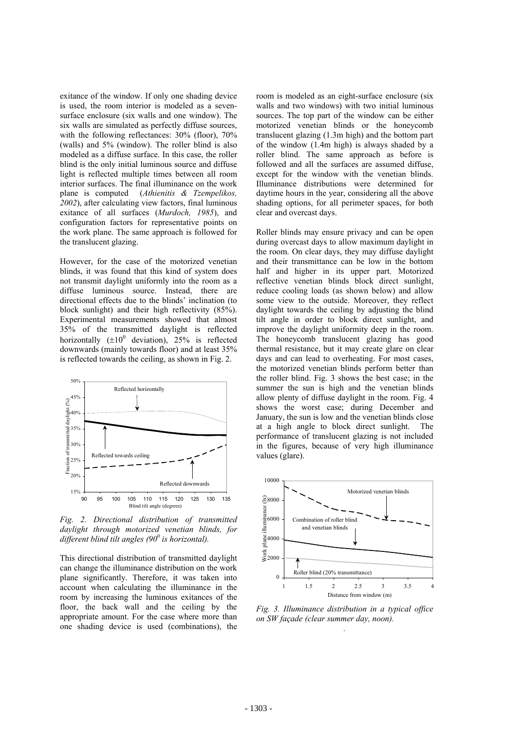exitance of the window. If only one shading device is used, the room interior is modeled as a seven-surface enclosure (six walls and one window). The six walls are simulated as perfectly diffuse sources, with the following reflectances: 30% (floor), 70% (walls) and 5% (window). The roller blind is also modeled as a diffuse surface. In this case, the roller blind is the only initial luminous source and diffuse light is reflected multiple times between all room interior surfaces. The final illuminance on the work plane is computed (*Athienitis & Tzempelikos, 2002*), after calculating view factors, final luminous exitance of all surfaces (*Murdoch, 1985*), and configuration factors for representative points on the work plane. The same approach is followed for the translucent glazing.

However, for the case of the motorized venetian blinds, it was found that this kind of system does not transmit daylight uniformly into the room as a diffuse luminous source. Instead, there are directional effects due to the blinds' inclination (to block sunlight) and their high reflectivity (85%). Experimental measurements showed that almost 35% of the transmitted daylight is reflected horizontally ($\pm 10^0$ deviation), 25% is reflected downwards (mainly towards floor) and at least 35% is reflected towards the ceiling, as shown in Fig. 2.

*Fig. 2. Directional distribution of transmitted daylight through motorized venetian blinds, for different blind tilt angles ($90^0$ is horizontal).*

This directional distribution of transmitted daylight can change the illuminance distribution on the work plane significantly. Therefore, it was taken into account when calculating the illuminance in the room by increasing the luminous exitances of the floor, the back wall and the ceiling by the appropriate amount. For the case where more than one shading device is used (combinations), the room is modeled as an eight-surface enclosure (six walls and two windows) with two initial luminous sources. The top part of the window can be either motorized venetian blinds or the honeycomb translucent glazing (1.3m high) and the bottom part of the window (1.4m high) is always shaded by a roller blind. The same approach as before is followed and all the surfaces are assumed diffuse, except for the window with the venetian blinds. Illuminance distributions were determined for daytime hours in the year, considering all the above shading options, for all perimeter spaces, for both clear and overcast days.

Roller blinds may ensure privacy and can be open during overcast days to allow maximum daylight in the room. On clear days, they may diffuse daylight and their transmittance can be low in the bottom half and higher in its upper part. Motorized reflective venetian blinds block direct sunlight, reduce cooling loads (as shown below) and allow some view to the outside. Moreover, they reflect daylight towards the ceiling by adjusting the blind tilt angle in order to block direct sunlight, and improve the daylight uniformity deep in the room. The honeycomb translucent glazing has good thermal resistance, but it may create glare on clear days and can lead to overheating. For most cases, the motorized venetian blinds perform better than the roller blind. Fig. 3 shows the best case; in the summer the sun is high and the venetian blinds allow plenty of diffuse daylight in the room. Fig. 4 shows the worst case; during December and January, the sun is low and the venetian blinds close at a high angle to block direct sunlight. The performance of translucent glazing is not included in the figures, because of very high illuminance values (glare).

*Fig. 3. Illuminance distribution in a typical office on SW façade (clear summer day, noon).*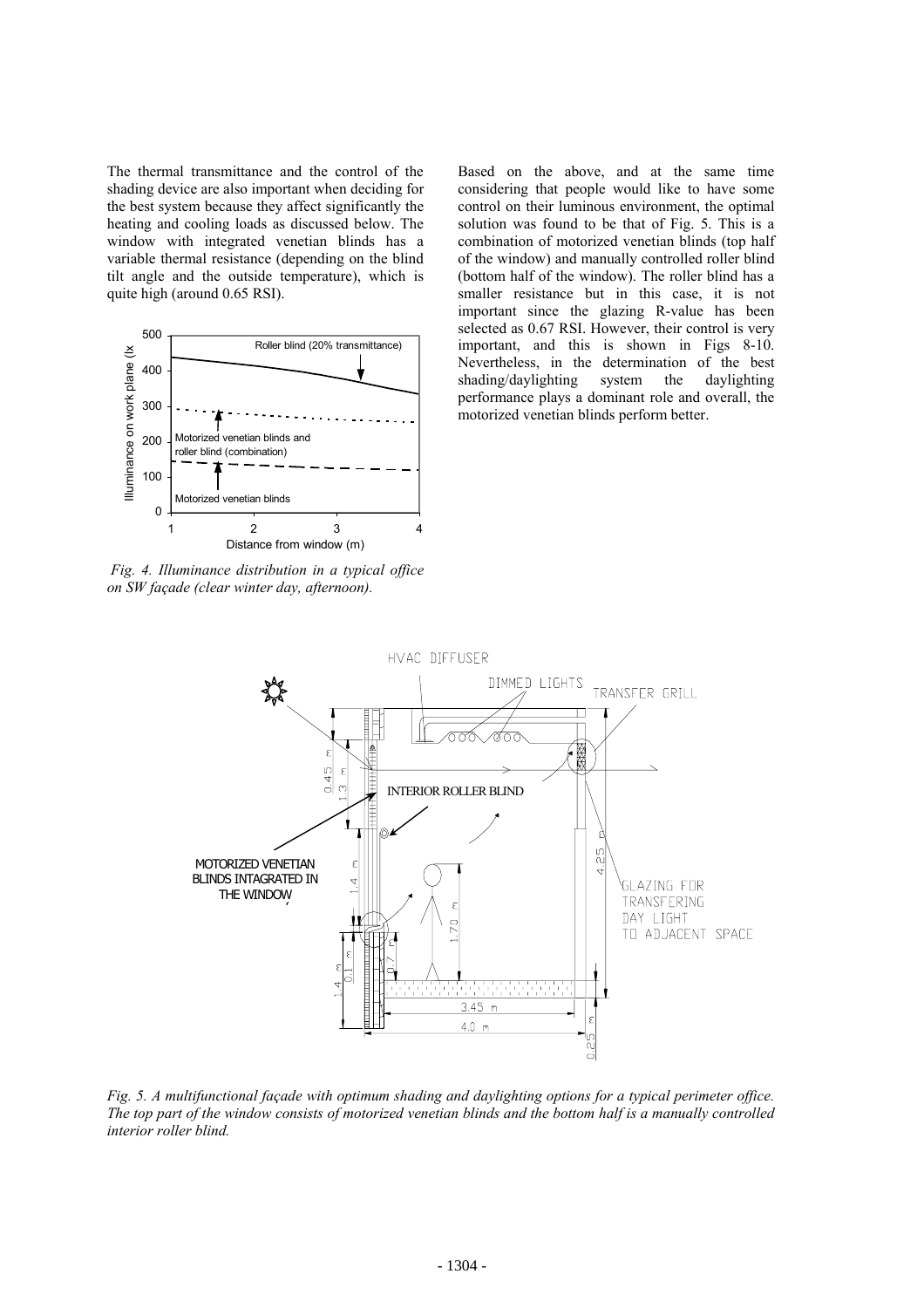The thermal transmittance and the control of the shading device are also important when deciding for the best system because they affect significantly the heating and cooling loads as discussed below. The window with integrated venetian blinds has a variable thermal resistance (depending on the blind tilt angle and the outside temperature), which is quite high (around 0.65 RSI).

*Fig. 4. Illuminance distribution in a typical office on SW façade (clear winter day, afternoon).*

Based on the above, and at the same time considering that people would like to have some control on their luminous environment, the optimal solution was found to be that of Fig. 5. This is a combination of motorized venetian blinds (top half of the window) and manually controlled roller blind (bottom half of the window). The roller blind has a smaller resistance but in this case, it is not important since the glazing R-value has been selected as 0.67 RSI. However, their control is very important, and this is shown in Figs 8-10. Nevertheless, in the determination of the best shading/daylighting system the daylighting performance plays a dominant role and overall, the motorized venetian blinds perform better.

*Fig. 5. A multifunctional façade with optimum shading and daylighting options for a typical perimeter office. The top part of the window consists of motorized venetian blinds and the bottom half is a manually controlled interior roller blind.*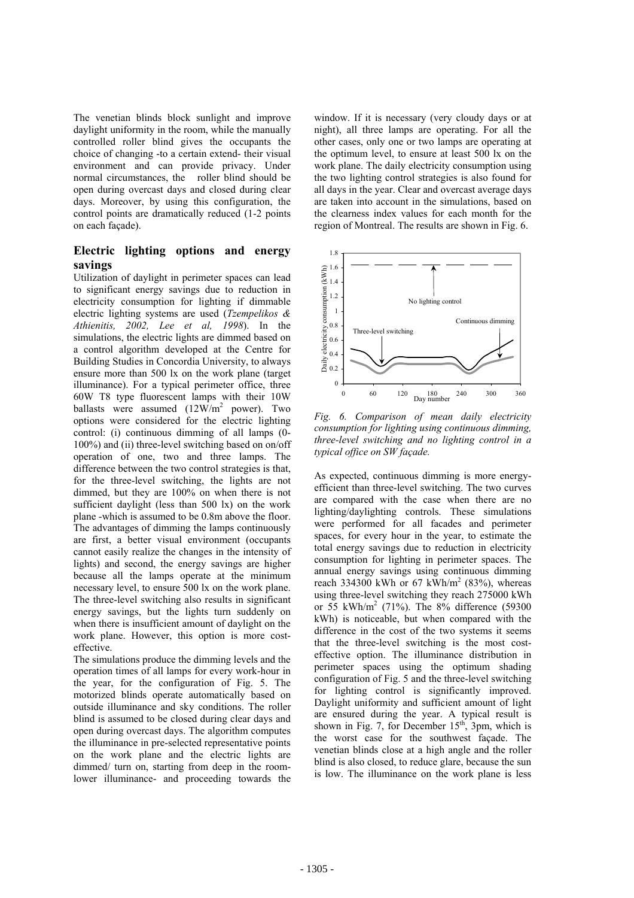The venetian blinds block sunlight and improve daylight uniformity in the room, while the manually controlled roller blind gives the occupants the choice of changing -to a certain extend- their visual environment and can provide privacy. Under normal circumstances, the roller blind should be open during overcast days and closed during clear days. Moreover, by using this configuration, the control points are dramatically reduced (1-2 points on each façade).

## Electric lighting options and energy savings

Utilization of daylight in perimeter spaces can lead to significant energy savings due to reduction in electricity consumption for lighting if dimmable electric lighting systems are used (*Tzempelikos & Athienitis, 2002, Lee et al, 1998*). In the simulations, the electric lights are dimmed based on a control algorithm developed at the Centre for Building Studies in Concordia University, to always ensure more than 500 lx on the work plane (target illuminance). For a typical perimeter office, three 60W T8 type fluorescent lamps with their 10W ballasts were assumed (12W/m$^2$ power). Two options were considered for the electric lighting control: (i) continuous dimming of all lamps (0-100%) and (ii) three-level switching based on on/off operation of one, two and three lamps. The difference between the two control strategies is that, for the three-level switching, the lights are not dimmed, but they are 100% on when there is not sufficient daylight (less than 500 lx) on the work plane -which is assumed to be 0.8m above the floor. The advantages of dimming the lamps continuously are first, a better visual environment (occupants cannot easily realize the changes in the intensity of lights) and second, the energy savings are higher because all the lamps operate at the minimum necessary level, to ensure 500 lx on the work plane. The three-level switching also results in significant energy savings, but the lights turn suddenly on when there is insufficient amount of daylight on the work plane. However, this option is more cost-effective.

The simulations produce the dimming levels and the operation times of all lamps for every work-hour in the year, for the configuration of Fig. 5. The motorized blinds operate automatically based on outside illuminance and sky conditions. The roller blind is assumed to be closed during clear days and open during overcast days. The algorithm computes the illuminance in pre-selected representative points on the work plane and the electric lights are dimmed/ turn on, starting from deep in the room-lower illuminance- and proceeding towards the window. If it is necessary (very cloudy days or at night), all three lamps are operating. For all the other cases, only one or two lamps are operating at the optimum level, to ensure at least 500 lx on the work plane. The daily electricity consumption using the two lighting control strategies is also found for all days in the year. Clear and overcast average days are taken into account in the simulations, based on the clearness index values for each month for the region of Montreal. The results are shown in Fig. 6.

*Fig. 6. Comparison of mean daily electricity consumption for lighting using continuous dimming, three-level switching and no lighting control in a typical office on SW façade.*

As expected, continuous dimming is more energy-efficient than three-level switching. The two curves are compared with the case when there are no lighting/daylighting controls. These simulations were performed for all facades and perimeter spaces, for every hour in the year, to estimate the total energy savings due to reduction in electricity consumption for lighting in perimeter spaces. The annual energy savings using continuous dimming reach 334300 kWh or 67 kWh/m$^2$ (83%), whereas using three-level switching they reach 275000 kWh or 55 kWh/m$^2$ (71%). The 8% difference (59300 kWh) is noticeable, but when compared with the difference in the cost of the two systems it seems that the three-level switching is the most cost-effective option. The illuminance distribution in perimeter spaces using the optimum shading configuration of Fig. 5 and the three-level switching for lighting control is significantly improved. Daylight uniformity and sufficient amount of light are ensured during the year. A typical result is shown in Fig. 7, for December 15$^{th}$, 3pm, which is the worst case for the southwest façade. The venetian blinds close at a high angle and the roller blind is also closed, to reduce glare, because the sun is low. The illuminance on the work plane is less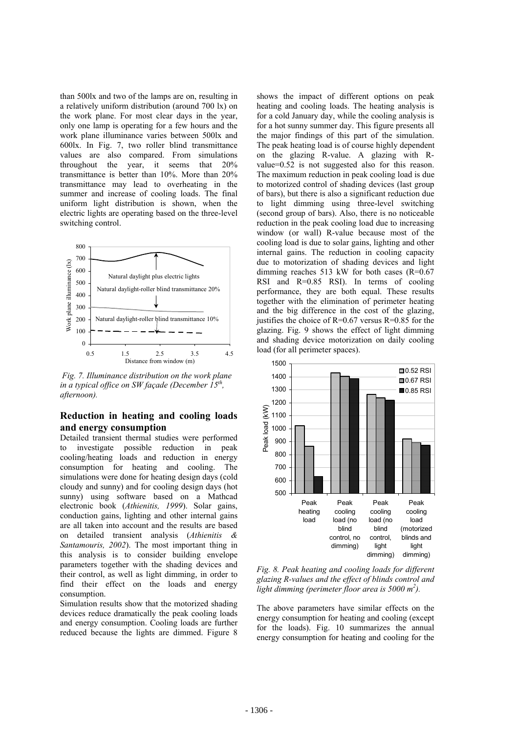than 500lx and two of the lamps are on, resulting in a relatively uniform distribution (around 700 lx) on the work plane. For most clear days in the year, only one lamp is operating for a few hours and the work plane illuminance varies between 500lx and 600lx. In Fig. 7, two roller blind transmittance values are also compared. From simulations throughout the year, it seems that 20% transmittance is better than 10%. More than 20% transmittance may lead to overheating in the summer and increase of cooling loads. The final uniform light distribution is shown, when the electric lights are operating based on the three-level switching control.

*Fig. 7. Illuminance distribution on the work plane in a typical office on SW façade (December 15$^{th}$, afternoon).*

## Reduction in heating and cooling loads and energy consumption

Detailed transient thermal studies were performed to investigate possible reduction in peak cooling/heating loads and reduction in energy consumption for heating and cooling. The simulations were done for heating design days (cold cloudy and sunny) and for cooling design days (hot sunny) using software based on a Mathcad electronic book (*Athienitis, 1999*). Solar gains, conduction gains, lighting and other internal gains are all taken into account and the results are based on detailed transient analysis (*Athienitis & Santamouris, 2002*). The most important thing in this analysis is to consider building envelope parameters together with the shading devices and their control, as well as light dimming, in order to find their effect on the loads and energy consumption.

Simulation results show that the motorized shading devices reduce dramatically the peak cooling loads and energy consumption. Cooling loads are further reduced because the lights are dimmed. Figure 8 shows the impact of different options on peak heating and cooling loads. The heating analysis is for a cold January day, while the cooling analysis is for a hot sunny summer day. This figure presents all the major findings of this part of the simulation. The peak heating load is of course highly dependent on the glazing R-value. A glazing with R-value=0.52 is not suggested also for this reason. The maximum reduction in peak cooling load is due to motorized control of shading devices (last group of bars), but there is also a significant reduction due to light dimming using three-level switching (second group of bars). Also, there is no noticeable reduction in the peak cooling load due to increasing window (or wall) R-value because most of the cooling load is due to solar gains, lighting and other internal gains. The reduction in cooling capacity due to motorization of shading devices and light dimming reaches 513 kW for both cases (R=0.67 RSI and R=0.85 RSI). In terms of cooling performance, they are both equal. These results together with the elimination of perimeter heating and the big difference in the cost of the glazing, justifies the choice of R=0.67 versus R=0.85 for the glazing. Fig. 9 shows the effect of light dimming and shading device motorization on daily cooling load (for all perimeter spaces).

*Fig. 8. Peak heating and cooling loads for different glazing R-values and the effect of blinds control and light dimming (perimeter floor area is 5000 m$^2$).*

The above parameters have similar effects on the energy consumption for heating and cooling (except for the loads). Fig. 10 summarizes the annual energy consumption for heating and cooling for the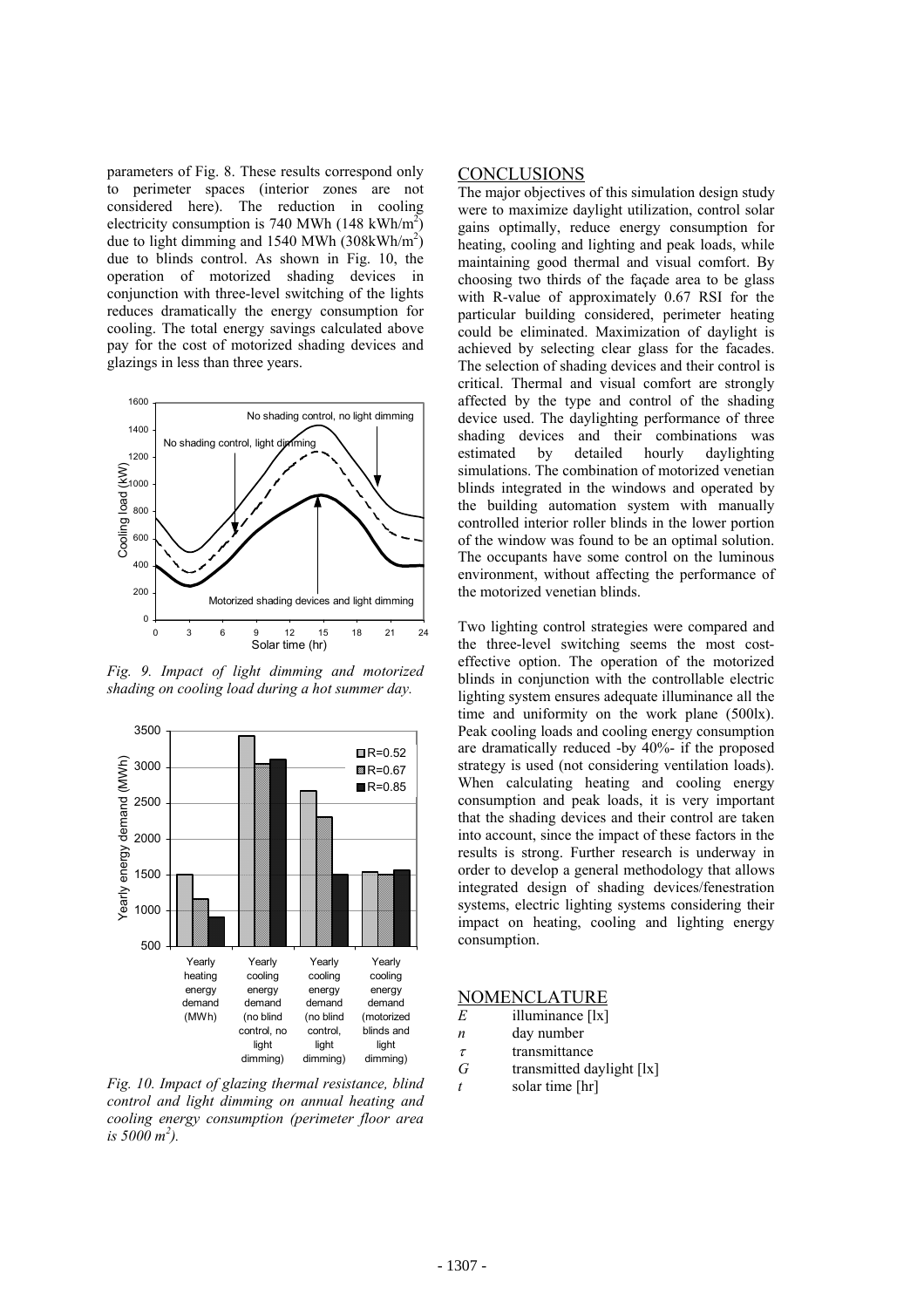parameters of Fig. 8. These results correspond only to perimeter spaces (interior zones are not considered here). The reduction in cooling electricity consumption is 740 MWh (148 kWh/m$^2$) due to light dimming and 1540 MWh (308kWh/m$^2$) due to blinds control. As shown in Fig. 10, the operation of motorized shading devices in conjunction with three-level switching of the lights reduces dramatically the energy consumption for cooling. The total energy savings calculated above pay for the cost of motorized shading devices and glazings in less than three years.

*Fig. 9. Impact of light dimming and motorized shading on cooling load during a hot summer day.*

*Fig. 10. Impact of glazing thermal resistance, blind control and light dimming on annual heating and cooling energy consumption (perimeter floor area is 5000 m$^2$).*

## CONCLUSIONS

The major objectives of this simulation design study were to maximize daylight utilization, control solar gains optimally, reduce energy consumption for heating, cooling and lighting and peak loads, while maintaining good thermal and visual comfort. By choosing two thirds of the façade area to be glass with R-value of approximately 0.67 RSI for the particular building considered, perimeter heating could be eliminated. Maximization of daylight is achieved by selecting clear glass for the facades. The selection of shading devices and their control is critical. Thermal and visual comfort are strongly affected by the type and control of the shading device used. The daylighting performance of three shading devices and their combinations was estimated by detailed hourly daylighting simulations. The combination of motorized venetian blinds integrated in the windows and operated by the building automation system with manually controlled interior roller blinds in the lower portion of the window was found to be an optimal solution. The occupants have some control on the luminous environment, without affecting the performance of the motorized venetian blinds.

Two lighting control strategies were compared and the three-level switching seems the most cost-effective option. The operation of the motorized blinds in conjunction with the controllable electric lighting system ensures adequate illuminance all the time and uniformity on the work plane (500lx). Peak cooling loads and cooling energy consumption are dramatically reduced -by 40%- if the proposed strategy is used (not considering ventilation loads). When calculating heating and cooling energy consumption and peak loads, it is very important that the shading devices and their control are taken into account, since the impact of these factors in the results is strong. Further research is underway in order to develop a general methodology that allows integrated design of shading devices/fenestration systems, electric lighting systems considering their impact on heating, cooling and lighting energy consumption.

## NOMENCLATURE

| | |
|---|---|
| $E$ | illuminance [lx] |
| $n$ | day number |
| $\tau$ | transmittance |
| $G$ | transmitted daylight [lx] |
| $t$ | solar time [hr] |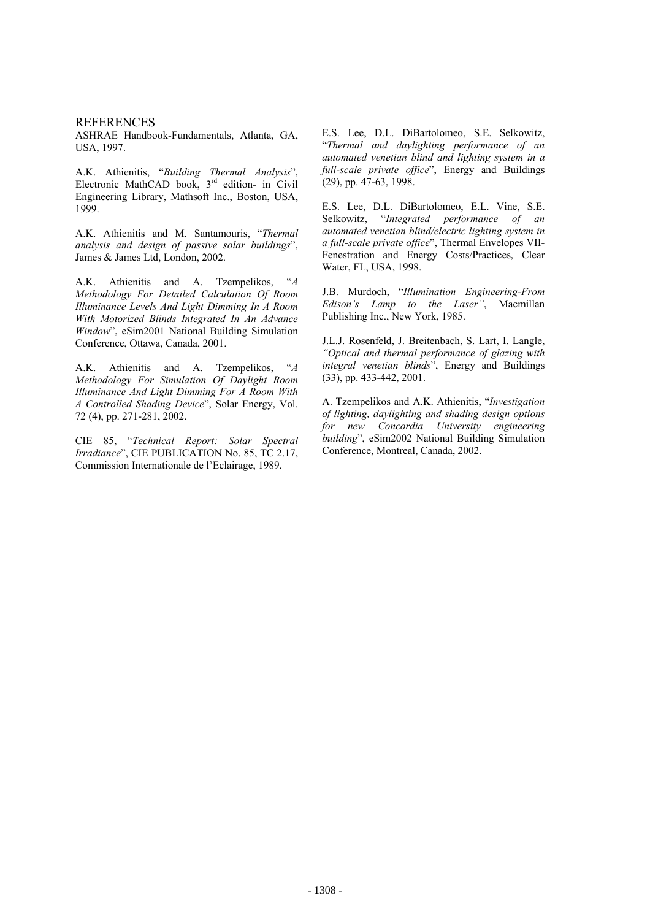## REFERENCES

ASHRAE Handbook-Fundamentals, Atlanta, GA, USA, 1997.

A.K. Athienitis, "*Building Thermal Analysis*", Electronic MathCAD book, 3rd edition- in Civil Engineering Library, Mathsoft Inc., Boston, USA, 1999.

A.K. Athienitis and M. Santamouris, "*Thermal analysis and design of passive solar buildings*", James & James Ltd, London, 2002.

A.K. Athienitis and A. Tzempelikos, "*A Methodology For Detailed Calculation Of Room Illuminance Levels And Light Dimming In A Room With Motorized Blinds Integrated In An Advance Window*", eSim2001 National Building Simulation Conference, Ottawa, Canada, 2001.

A.K. Athienitis and A. Tzempelikos, "*A Methodology For Simulation Of Daylight Room Illuminance And Light Dimming For A Room With A Controlled Shading Device*", Solar Energy, Vol. 72 (4), pp. 271-281, 2002.

CIE 85, "*Technical Report: Solar Spectral Irradiance*", CIE PUBLICATION No. 85, TC 2.17, Commission Internationale de l'Eclairage, 1989.

E.S. Lee, D.L. DiBartolomeo, S.E. Selkowitz, "*Thermal and daylighting performance of an automated venetian blind and lighting system in a full-scale private office*", Energy and Buildings (29), pp. 47-63, 1998.

E.S. Lee, D.L. DiBartolomeo, E.L. Vine, S.E. Selkowitz, "*Integrated performance of an automated venetian blind/electric lighting system in a full-scale private office*", Thermal Envelopes VII-Fenestration and Energy Costs/Practices, Clear Water, FL, USA, 1998.

J.B. Murdoch, "*Illumination Engineering-From Edison's Lamp to the Laser"*, Macmillan Publishing Inc., New York, 1985.

J.L.J. Rosenfeld, J. Breitenbach, S. Lart, I. Langle, *"Optical and thermal performance of glazing with integral venetian blinds*", Energy and Buildings (33), pp. 433-442, 2001.

A. Tzempelikos and A.K. Athienitis, "*Investigation of lighting, daylighting and shading design options for new Concordia University engineering building*", eSim2002 National Building Simulation Conference, Montreal, Canada, 2002.